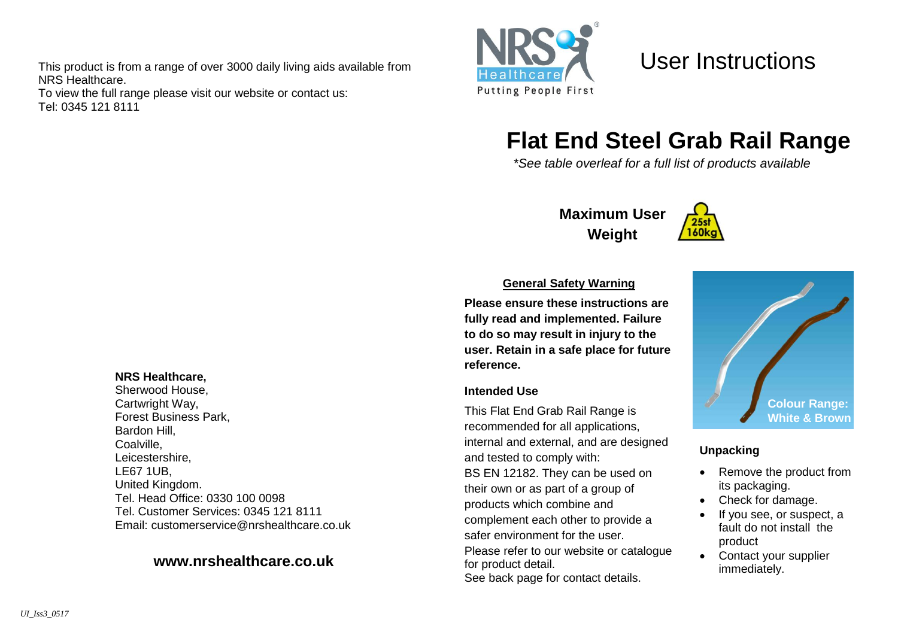This product is from a range of over 3000 daily living aids available from NRS Healthcare.
To view the full range please visit our website or contact us:
Tel: 0345 121 8111

**NRS Healthcare,**
Sherwood House,
Cartwright Way,
Forest Business Park,
Bardon Hill,
Coalville,
Leicestershire,
LE67 1UB,
United Kingdom.
Tel. Head Office: 0330 100 0098
Tel. Customer Services: 0345 121 8111
Email: customerservice@nrshealthcare.co.uk

**www.nrshealthcare.co.uk**

UI_Iss3_0517

# User Instructions

# Flat End Steel Grab Rail Range

*\*See table overleaf for a full list of products available*

**Maximum User Weight** 25st 160kg

**General Safety Warning**

**Please ensure these instructions are fully read and implemented. Failure to do so may result in injury to the user. Retain in a safe place for future reference.**

### Intended Use

This Flat End Grab Rail Range is recommended for all applications, internal and external, and are designed and tested to comply with:
BS EN 12182. They can be used on their own or as part of a group of products which combine and complement each other to provide a safer environment for the user.
Please refer to our website or catalogue for product detail.
See back page for contact details.

**Colour Range: White & Brown**

### Unpacking

- Remove the product from its packaging.
- Check for damage.
- If you see, or suspect, a fault do not install the product
- Contact your supplier immediately.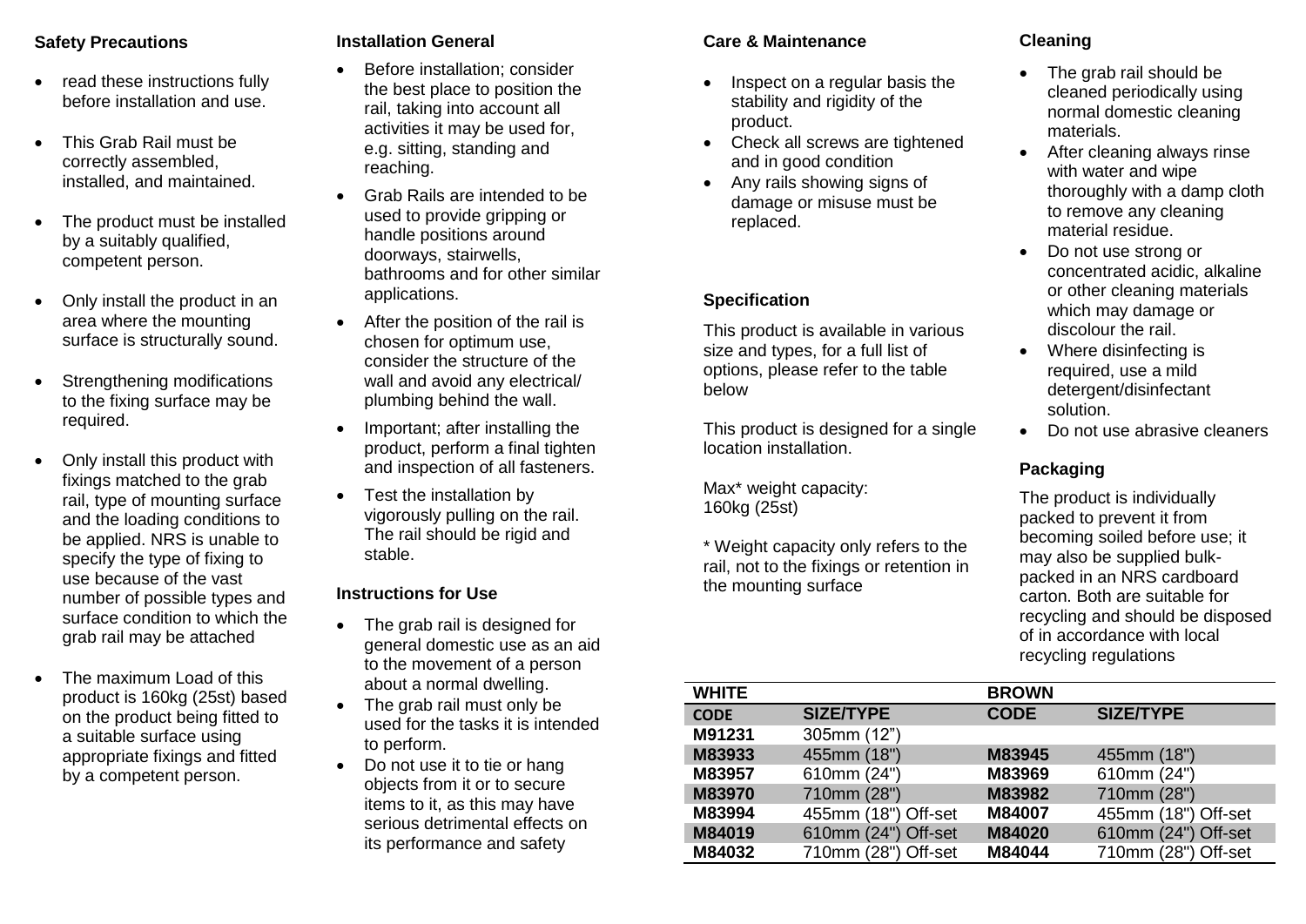## Safety Precautions

- read these instructions fully before installation and use.
- This Grab Rail must be correctly assembled, installed, and maintained.
- The product must be installed by a suitably qualified, competent person.
- Only install the product in an area where the mounting surface is structurally sound.
- Strengthening modifications to the fixing surface may be required.
- Only install this product with fixings matched to the grab rail, type of mounting surface and the loading conditions to be applied. NRS is unable to specify the type of fixing to use because of the vast number of possible types and surface condition to which the grab rail may be attached
- The maximum Load of this product is 160kg (25st) based on the product being fitted to a suitable surface using appropriate fixings and fitted by a competent person.

## Installation General

- Before installation; consider the best place to position the rail, taking into account all activities it may be used for, e.g. sitting, standing and reaching.
- Grab Rails are intended to be used to provide gripping or handle positions around doorways, stairwells, bathrooms and for other similar applications.
- After the position of the rail is chosen for optimum use, consider the structure of the wall and avoid any electrical/ plumbing behind the wall.
- Important; after installing the product, perform a final tighten and inspection of all fasteners.
- Test the installation by vigorously pulling on the rail. The rail should be rigid and stable.

## Instructions for Use

- The grab rail is designed for general domestic use as an aid to the movement of a person about a normal dwelling.
- The grab rail must only be used for the tasks it is intended to perform.
- Do not use it to tie or hang objects from it or to secure items to it, as this may have serious detrimental effects on its performance and safety

## Care & Maintenance

- Inspect on a regular basis the stability and rigidity of the product.
- Check all screws are tightened and in good condition
- Any rails showing signs of damage or misuse must be replaced.

## Specification

This product is available in various size and types, for a full list of options, please refer to the table below

This product is designed for a single location installation.

Max* weight capacity:
160kg (25st)

* Weight capacity only refers to the rail, not to the fixings or retention in the mounting surface

## Cleaning

- The grab rail should be cleaned periodically using normal domestic cleaning materials.
- After cleaning always rinse with water and wipe thoroughly with a damp cloth to remove any cleaning material residue.
- Do not use strong or concentrated acidic, alkaline or other cleaning materials which may damage or discolour the rail.
- Where disinfecting is required, use a mild detergent/disinfectant solution.
- Do not use abrasive cleaners

## Packaging

The product is individually packed to prevent it from becoming soiled before use; it may also be supplied bulk-packed in an NRS cardboard carton. Both are suitable for recycling and should be disposed of in accordance with local recycling regulations

| WHITE | | BROWN | |
|---|---|---|---|
| **CODE** | **SIZE/TYPE** | **CODE** | **SIZE/TYPE** |
| **M91231** | 305mm (12") | | |
| **M83933** | 455mm (18") | **M83945** | 455mm (18") |
| **M83957** | 610mm (24") | **M83969** | 610mm (24") |
| **M83970** | 710mm (28") | **M83982** | 710mm (28") |
| **M83994** | 455mm (18") Off-set | **M84007** | 455mm (18") Off-set |
| **M84019** | 610mm (24") Off-set | **M84020** | 610mm (24") Off-set |
| **M84032** | 710mm (28") Off-set | **M84044** | 710mm (28") Off-set |